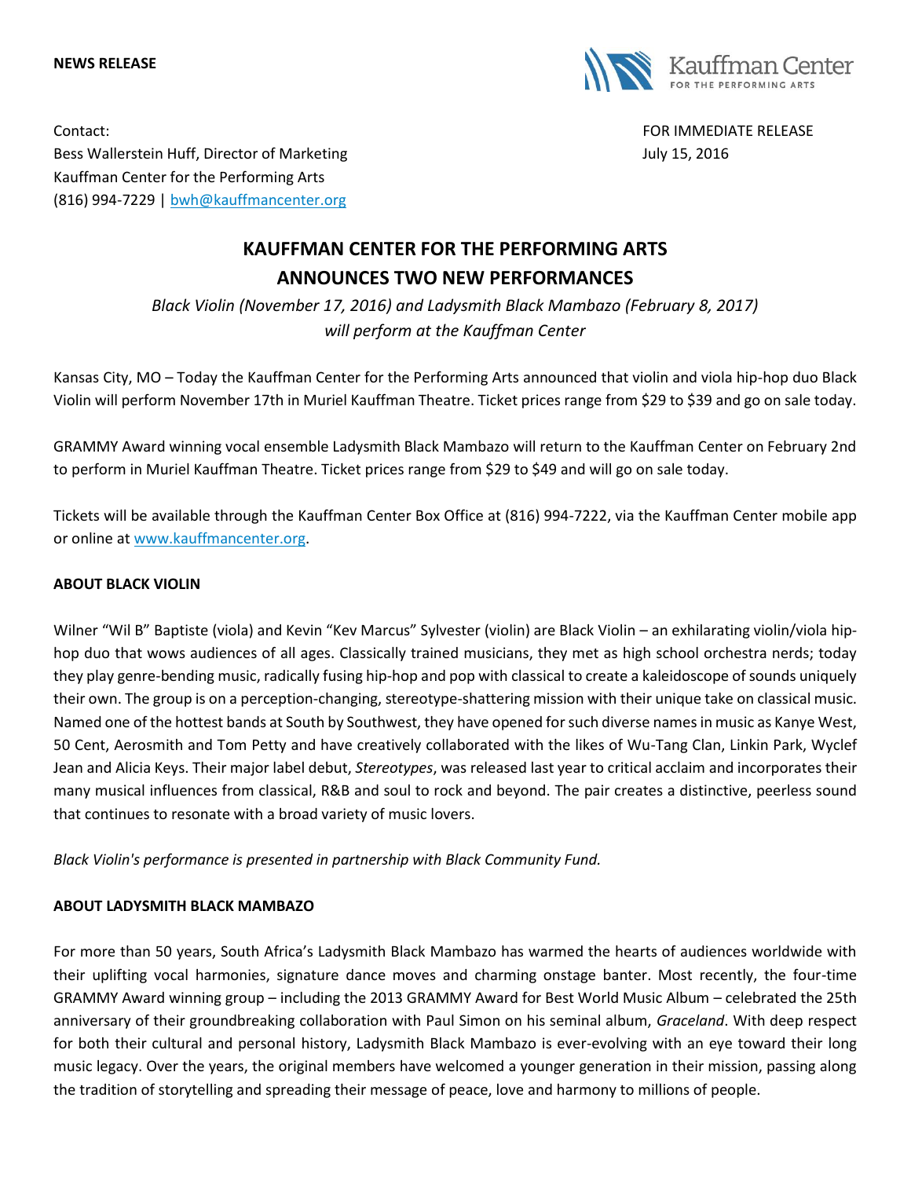**NEWS RELEASE**

Kauffman Center FOR THE PERFORMING ARTS

Contact:
Bess Wallerstein Huff, Director of Marketing
Kauffman Center for the Performing Arts
(816) 994-7229 | bwh@kauffmancenter.org

FOR IMMEDIATE RELEASE
July 15, 2016

# KAUFFMAN CENTER FOR THE PERFORMING ARTS ANNOUNCES TWO NEW PERFORMANCES

*Black Violin (November 17, 2016) and Ladysmith Black Mambazo (February 8, 2017) will perform at the Kauffman Center*

Kansas City, MO – Today the Kauffman Center for the Performing Arts announced that violin and viola hip-hop duo Black Violin will perform November 17th in Muriel Kauffman Theatre. Ticket prices range from $29 to $39 and go on sale today.

GRAMMY Award winning vocal ensemble Ladysmith Black Mambazo will return to the Kauffman Center on February 2nd to perform in Muriel Kauffman Theatre. Ticket prices range from $29 to $49 and will go on sale today.

Tickets will be available through the Kauffman Center Box Office at (816) 994-7222, via the Kauffman Center mobile app or online at www.kauffmancenter.org.

**ABOUT BLACK VIOLIN**

Wilner "Wil B" Baptiste (viola) and Kevin "Kev Marcus" Sylvester (violin) are Black Violin – an exhilarating violin/viola hip-hop duo that wows audiences of all ages. Classically trained musicians, they met as high school orchestra nerds; today they play genre-bending music, radically fusing hip-hop and pop with classical to create a kaleidoscope of sounds uniquely their own. The group is on a perception-changing, stereotype-shattering mission with their unique take on classical music. Named one of the hottest bands at South by Southwest, they have opened for such diverse names in music as Kanye West, 50 Cent, Aerosmith and Tom Petty and have creatively collaborated with the likes of Wu-Tang Clan, Linkin Park, Wyclef Jean and Alicia Keys. Their major label debut, *Stereotypes*, was released last year to critical acclaim and incorporates their many musical influences from classical, R&B and soul to rock and beyond. The pair creates a distinctive, peerless sound that continues to resonate with a broad variety of music lovers.

*Black Violin's performance is presented in partnership with Black Community Fund.*

**ABOUT LADYSMITH BLACK MAMBAZO**

For more than 50 years, South Africa's Ladysmith Black Mambazo has warmed the hearts of audiences worldwide with their uplifting vocal harmonies, signature dance moves and charming onstage banter. Most recently, the four-time GRAMMY Award winning group – including the 2013 GRAMMY Award for Best World Music Album – celebrated the 25th anniversary of their groundbreaking collaboration with Paul Simon on his seminal album, *Graceland*. With deep respect for both their cultural and personal history, Ladysmith Black Mambazo is ever-evolving with an eye toward their long music legacy. Over the years, the original members have welcomed a younger generation in their mission, passing along the tradition of storytelling and spreading their message of peace, love and harmony to millions of people.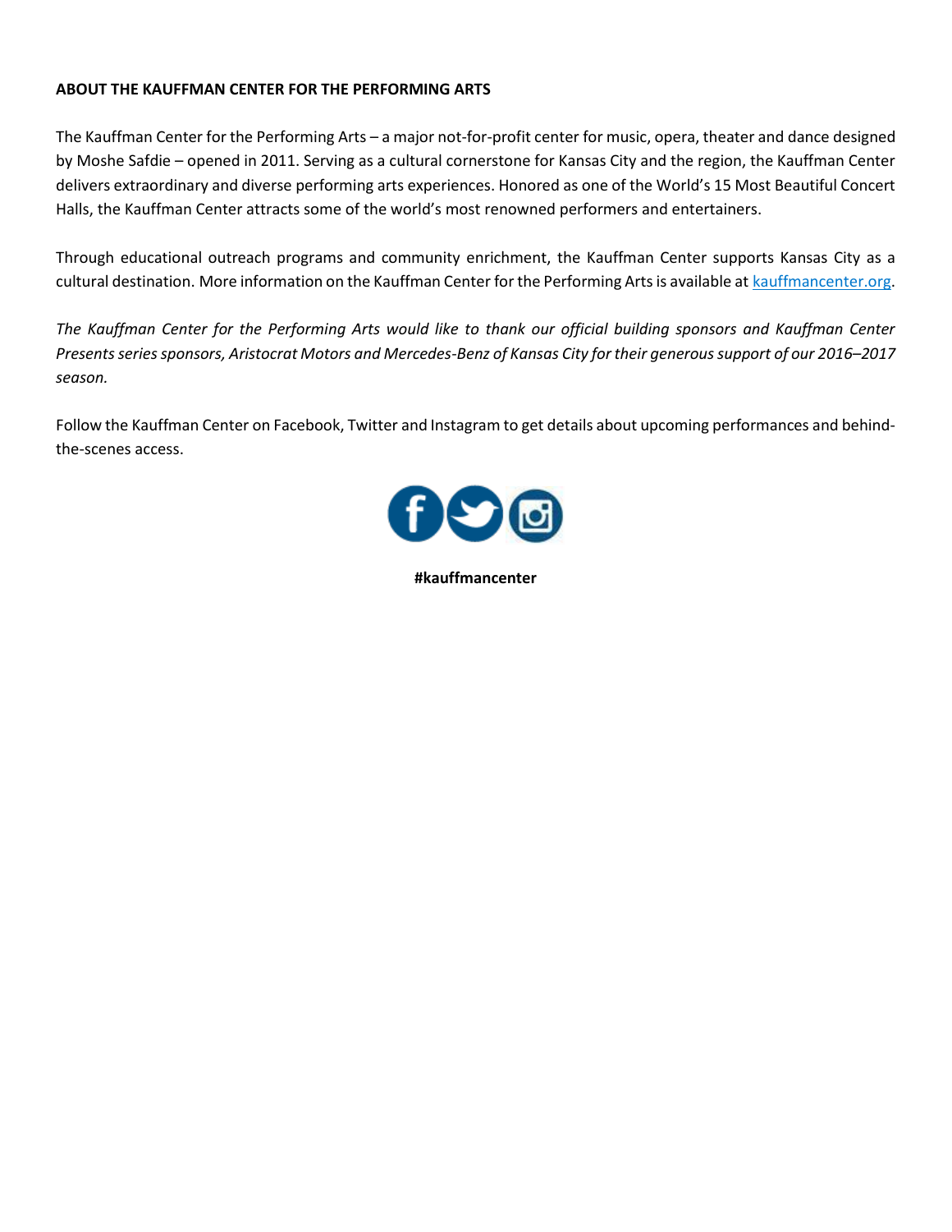**ABOUT THE KAUFFMAN CENTER FOR THE PERFORMING ARTS**

The Kauffman Center for the Performing Arts – a major not-for-profit center for music, opera, theater and dance designed by Moshe Safdie – opened in 2011. Serving as a cultural cornerstone for Kansas City and the region, the Kauffman Center delivers extraordinary and diverse performing arts experiences. Honored as one of the World's 15 Most Beautiful Concert Halls, the Kauffman Center attracts some of the world's most renowned performers and entertainers.

Through educational outreach programs and community enrichment, the Kauffman Center supports Kansas City as a cultural destination. More information on the Kauffman Center for the Performing Arts is available at [kauffmancenter.org](kauffmancenter.org).

*The Kauffman Center for the Performing Arts would like to thank our official building sponsors and Kauffman Center Presents series sponsors, Aristocrat Motors and Mercedes-Benz of Kansas City for their generous support of our 2016–2017 season.*

Follow the Kauffman Center on Facebook, Twitter and Instagram to get details about upcoming performances and behind-the-scenes access.

**#kauffmancenter**